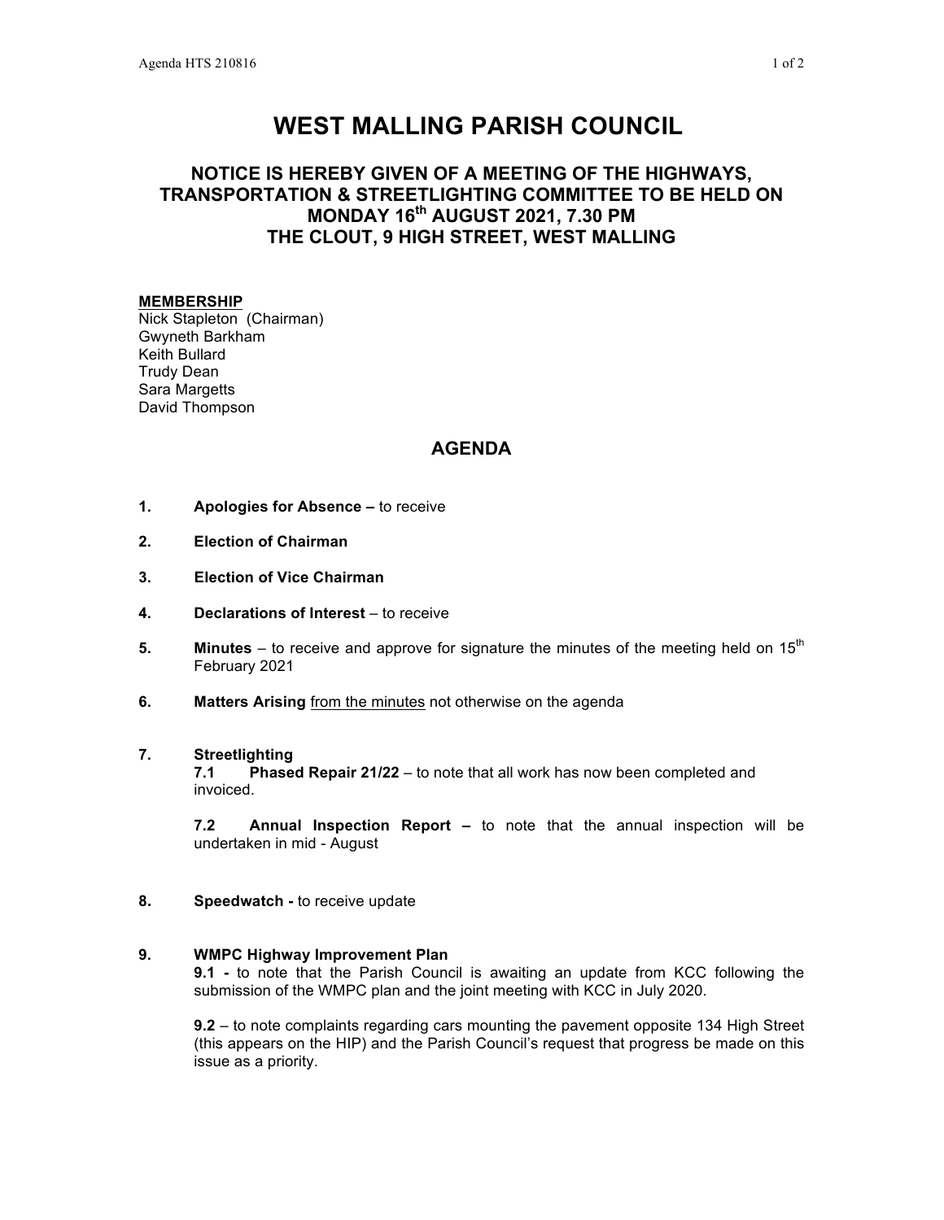# WEST MALLING PARISH COUNCIL

## NOTICE IS HEREBY GIVEN OF A MEETING OF THE HIGHWAYS, TRANSPORTATION & STREETLIGHTING COMMITTEE TO BE HELD ON MONDAY 16th AUGUST 2021, 7.30 PM THE CLOUT, 9 HIGH STREET, WEST MALLING

**MEMBERSHIP**

Nick Stapleton (Chairman)
Gwyneth Barkham
Keith Bullard
Trudy Dean
Sara Margetts
David Thompson

## AGENDA

1. **Apologies for Absence –** to receive

2. **Election of Chairman**

3. **Election of Vice Chairman**

4. **Declarations of Interest** – to receive

5. **Minutes** – to receive and approve for signature the minutes of the meeting held on 15th February 2021

6. **Matters Arising** from the minutes not otherwise on the agenda

7. **Streetlighting**

   **7.1 Phased Repair 21/22** – to note that all work has now been completed and invoiced.

   **7.2 Annual Inspection Report –** to note that the annual inspection will be undertaken in mid - August

8. **Speedwatch -** to receive update

9. **WMPC Highway Improvement Plan**

   **9.1 -** to note that the Parish Council is awaiting an update from KCC following the submission of the WMPC plan and the joint meeting with KCC in July 2020.

   **9.2** – to note complaints regarding cars mounting the pavement opposite 134 High Street (this appears on the HIP) and the Parish Council's request that progress be made on this issue as a priority.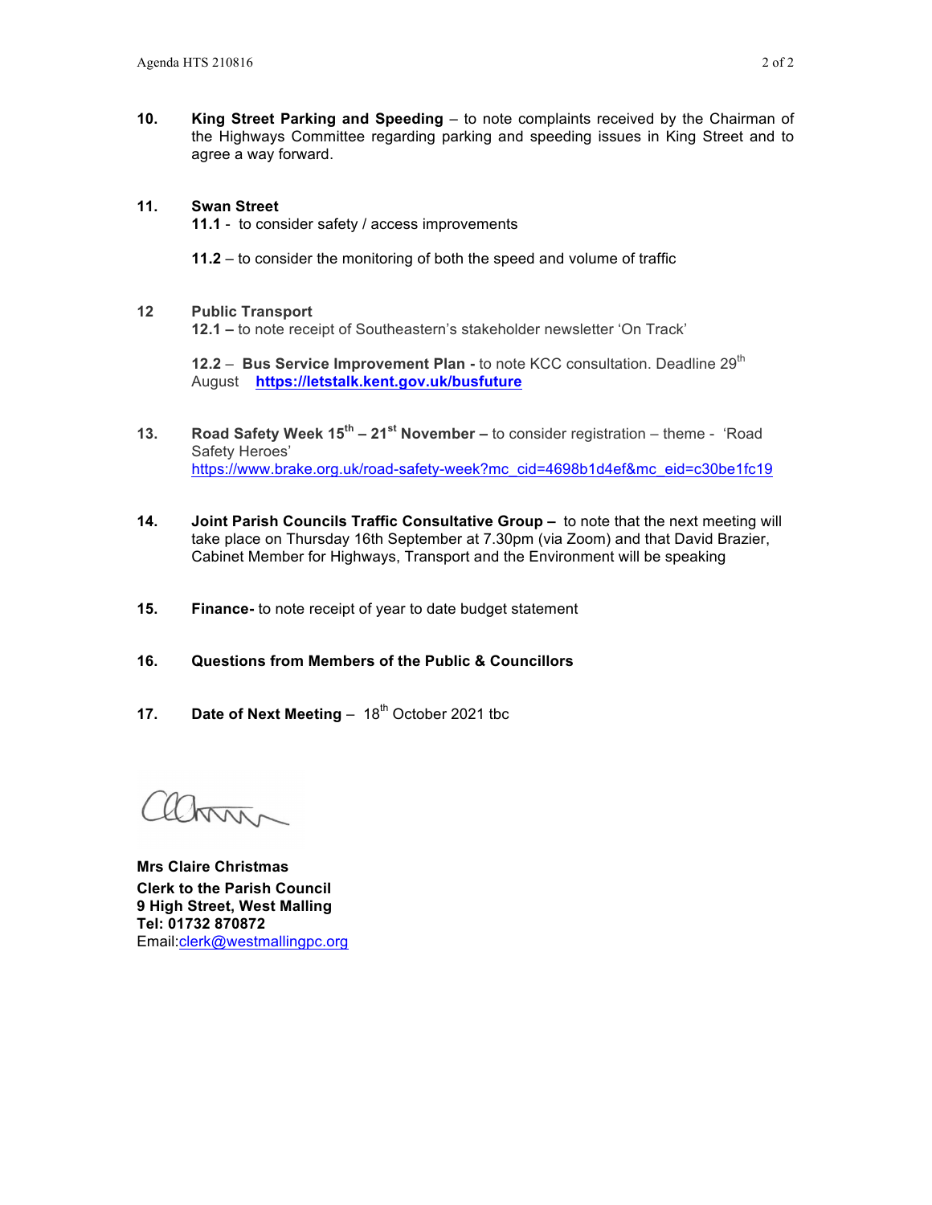**10.** **King Street Parking and Speeding** – to note complaints received by the Chairman of the Highways Committee regarding parking and speeding issues in King Street and to agree a way forward.

**11.** **Swan Street**

**11.1** - to consider safety / access improvements

**11.2** – to consider the monitoring of both the speed and volume of traffic

**12** **Public Transport**

**12.1 –** to note receipt of Southeastern's stakeholder newsletter 'On Track'

**12.2** – **Bus Service Improvement Plan -** to note KCC consultation. Deadline 29th August **https://letstalk.kent.gov.uk/busfuture**

**13.** **Road Safety Week 15th – 21st November –** to consider registration – theme - 'Road Safety Heroes' https://www.brake.org.uk/road-safety-week?mc_cid=4698b1d4ef&mc_eid=c30be1fc19

**14.** **Joint Parish Councils Traffic Consultative Group –** to note that the next meeting will take place on Thursday 16th September at 7.30pm (via Zoom) and that David Brazier, Cabinet Member for Highways, Transport and the Environment will be speaking

**15.** **Finance-** to note receipt of year to date budget statement

**16.** **Questions from Members of the Public & Councillors**

**17.** **Date of Next Meeting** – 18th October 2021 tbc

**Mrs Claire Christmas**
**Clerk to the Parish Council**
**9 High Street, West Malling**
**Tel: 01732 870872**
Email:clerk@westmallingpc.org